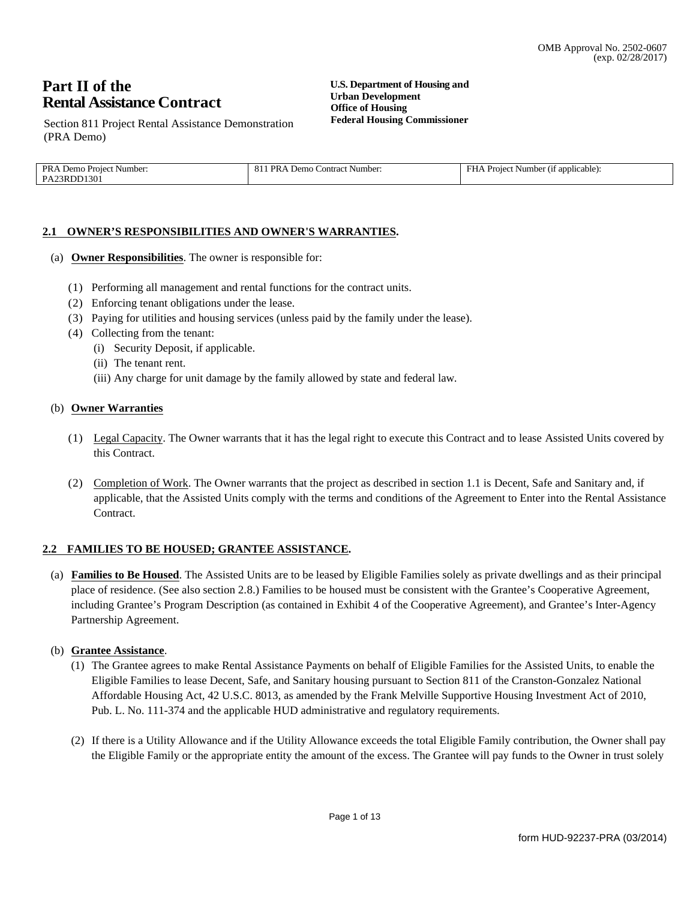OMB Approval No. 2502-0607
(exp. 02/28/2017)

# Part II of the Rental Assistance Contract

Section 811 Project Rental Assistance Demonstration (PRA Demo)

**U.S. Department of Housing and Urban Development**
**Office of Housing**
**Federal Housing Commissioner**

| PRA Demo Project Number: PA23RDD1301 | 811 PRA Demo Contract Number: | FHA Project Number (if applicable): |
| --- | --- | --- |

## 2.1 OWNER'S RESPONSIBILITIES AND OWNER'S WARRANTIES.

(a) **Owner Responsibilities**. The owner is responsible for:

(1) Performing all management and rental functions for the contract units.

(2) Enforcing tenant obligations under the lease.

(3) Paying for utilities and housing services (unless paid by the family under the lease).

(4) Collecting from the tenant:

(i) Security Deposit, if applicable.

(ii) The tenant rent.

(iii) Any charge for unit damage by the family allowed by state and federal law.

(b) **Owner Warranties**

(1) Legal Capacity. The Owner warrants that it has the legal right to execute this Contract and to lease Assisted Units covered by this Contract.

(2) Completion of Work. The Owner warrants that the project as described in section 1.1 is Decent, Safe and Sanitary and, if applicable, that the Assisted Units comply with the terms and conditions of the Agreement to Enter into the Rental Assistance Contract.

## 2.2 FAMILIES TO BE HOUSED; GRANTEE ASSISTANCE.

(a) **Families to Be Housed**. The Assisted Units are to be leased by Eligible Families solely as private dwellings and as their principal place of residence. (See also section 2.8.) Families to be housed must be consistent with the Grantee's Cooperative Agreement, including Grantee's Program Description (as contained in Exhibit 4 of the Cooperative Agreement), and Grantee's Inter-Agency Partnership Agreement.

(b) **Grantee Assistance**.

(1) The Grantee agrees to make Rental Assistance Payments on behalf of Eligible Families for the Assisted Units, to enable the Eligible Families to lease Decent, Safe, and Sanitary housing pursuant to Section 811 of the Cranston-Gonzalez National Affordable Housing Act, 42 U.S.C. 8013, as amended by the Frank Melville Supportive Housing Investment Act of 2010, Pub. L. No. 111-374 and the applicable HUD administrative and regulatory requirements.

(2) If there is a Utility Allowance and if the Utility Allowance exceeds the total Eligible Family contribution, the Owner shall pay the Eligible Family or the appropriate entity the amount of the excess. The Grantee will pay funds to the Owner in trust solely

form HUD-92237-PRA (03/2014)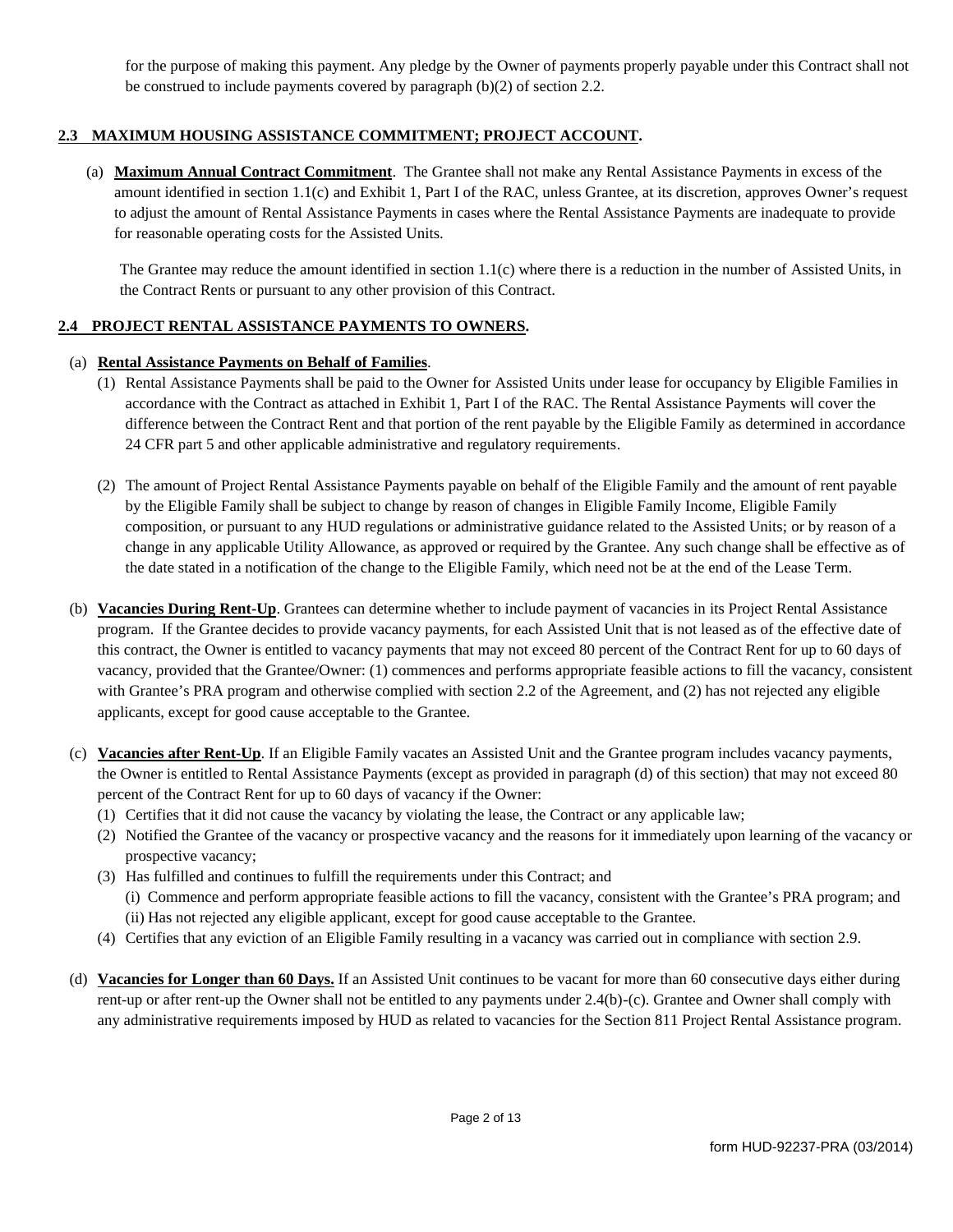for the purpose of making this payment. Any pledge by the Owner of payments properly payable under this Contract shall not be construed to include payments covered by paragraph (b)(2) of section 2.2.

## 2.3 MAXIMUM HOUSING ASSISTANCE COMMITMENT; PROJECT ACCOUNT.

(a) **Maximum Annual Contract Commitment**. The Grantee shall not make any Rental Assistance Payments in excess of the amount identified in section 1.1(c) and Exhibit 1, Part I of the RAC, unless Grantee, at its discretion, approves Owner's request to adjust the amount of Rental Assistance Payments in cases where the Rental Assistance Payments are inadequate to provide for reasonable operating costs for the Assisted Units.

The Grantee may reduce the amount identified in section 1.1(c) where there is a reduction in the number of Assisted Units, in the Contract Rents or pursuant to any other provision of this Contract.

## 2.4 PROJECT RENTAL ASSISTANCE PAYMENTS TO OWNERS.

(a) **Rental Assistance Payments on Behalf of Families**.

(1) Rental Assistance Payments shall be paid to the Owner for Assisted Units under lease for occupancy by Eligible Families in accordance with the Contract as attached in Exhibit 1, Part I of the RAC. The Rental Assistance Payments will cover the difference between the Contract Rent and that portion of the rent payable by the Eligible Family as determined in accordance 24 CFR part 5 and other applicable administrative and regulatory requirements.

(2) The amount of Project Rental Assistance Payments payable on behalf of the Eligible Family and the amount of rent payable by the Eligible Family shall be subject to change by reason of changes in Eligible Family Income, Eligible Family composition, or pursuant to any HUD regulations or administrative guidance related to the Assisted Units; or by reason of a change in any applicable Utility Allowance, as approved or required by the Grantee. Any such change shall be effective as of the date stated in a notification of the change to the Eligible Family, which need not be at the end of the Lease Term.

(b) **Vacancies During Rent-Up**. Grantees can determine whether to include payment of vacancies in its Project Rental Assistance program. If the Grantee decides to provide vacancy payments, for each Assisted Unit that is not leased as of the effective date of this contract, the Owner is entitled to vacancy payments that may not exceed 80 percent of the Contract Rent for up to 60 days of vacancy, provided that the Grantee/Owner: (1) commences and performs appropriate feasible actions to fill the vacancy, consistent with Grantee's PRA program and otherwise complied with section 2.2 of the Agreement, and (2) has not rejected any eligible applicants, except for good cause acceptable to the Grantee.

(c) **Vacancies after Rent-Up**. If an Eligible Family vacates an Assisted Unit and the Grantee program includes vacancy payments, the Owner is entitled to Rental Assistance Payments (except as provided in paragraph (d) of this section) that may not exceed 80 percent of the Contract Rent for up to 60 days of vacancy if the Owner:

(1) Certifies that it did not cause the vacancy by violating the lease, the Contract or any applicable law;

(2) Notified the Grantee of the vacancy or prospective vacancy and the reasons for it immediately upon learning of the vacancy or prospective vacancy;

(3) Has fulfilled and continues to fulfill the requirements under this Contract; and

  (i) Commence and perform appropriate feasible actions to fill the vacancy, consistent with the Grantee's PRA program; and

  (ii) Has not rejected any eligible applicant, except for good cause acceptable to the Grantee.

(4) Certifies that any eviction of an Eligible Family resulting in a vacancy was carried out in compliance with section 2.9.

(d) **Vacancies for Longer than 60 Days.** If an Assisted Unit continues to be vacant for more than 60 consecutive days either during rent-up or after rent-up the Owner shall not be entitled to any payments under 2.4(b)-(c). Grantee and Owner shall comply with any administrative requirements imposed by HUD as related to vacancies for the Section 811 Project Rental Assistance program.

form HUD-92237-PRA (03/2014)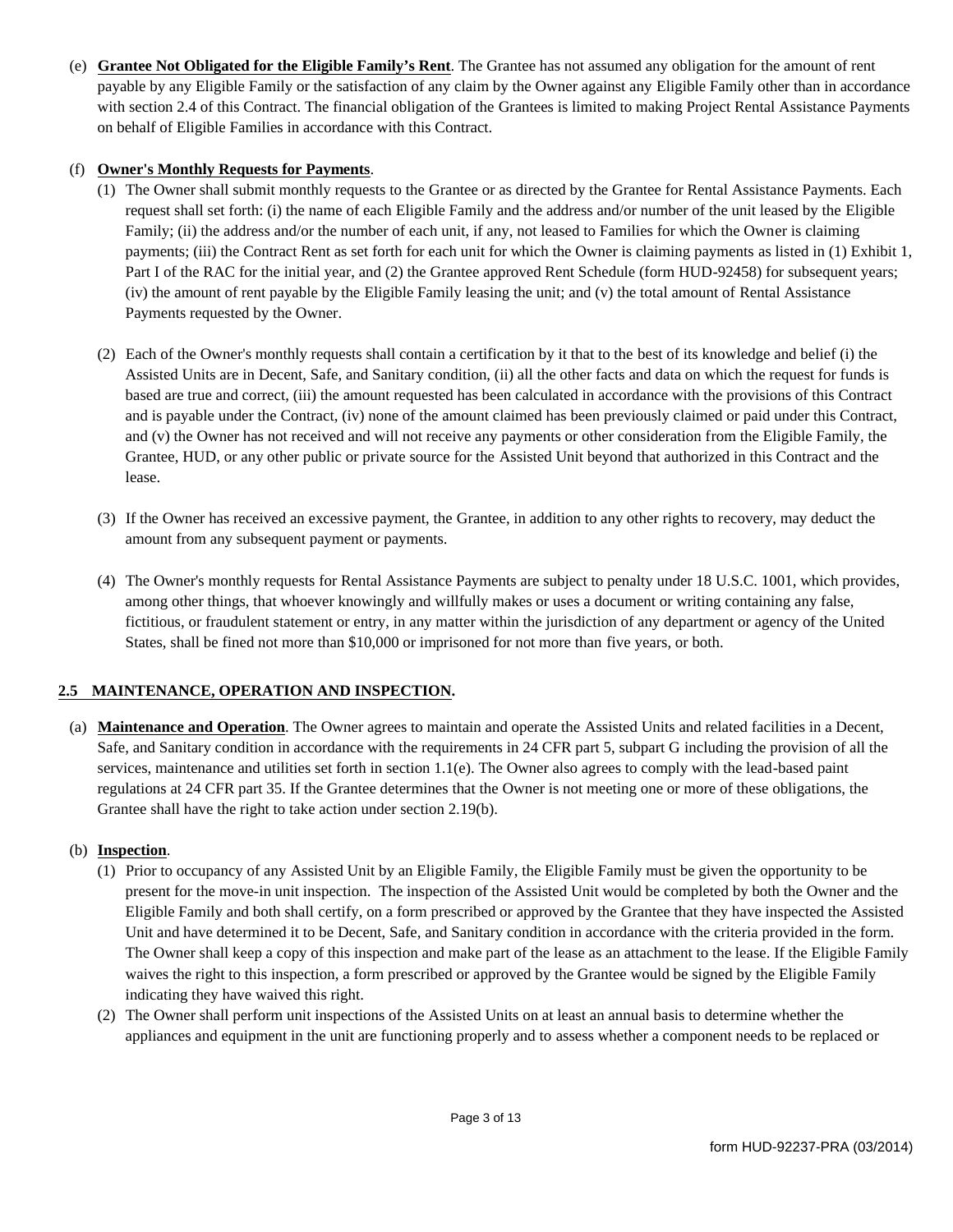(e) **Grantee Not Obligated for the Eligible Family's Rent**. The Grantee has not assumed any obligation for the amount of rent payable by any Eligible Family or the satisfaction of any claim by the Owner against any Eligible Family other than in accordance with section 2.4 of this Contract. The financial obligation of the Grantees is limited to making Project Rental Assistance Payments on behalf of Eligible Families in accordance with this Contract.

(f) **Owner's Monthly Requests for Payments**.

(1) The Owner shall submit monthly requests to the Grantee or as directed by the Grantee for Rental Assistance Payments. Each request shall set forth: (i) the name of each Eligible Family and the address and/or number of the unit leased by the Eligible Family; (ii) the address and/or the number of each unit, if any, not leased to Families for which the Owner is claiming payments; (iii) the Contract Rent as set forth for each unit for which the Owner is claiming payments as listed in (1) Exhibit 1, Part I of the RAC for the initial year, and (2) the Grantee approved Rent Schedule (form HUD-92458) for subsequent years; (iv) the amount of rent payable by the Eligible Family leasing the unit; and (v) the total amount of Rental Assistance Payments requested by the Owner.

(2) Each of the Owner's monthly requests shall contain a certification by it that to the best of its knowledge and belief (i) the Assisted Units are in Decent, Safe, and Sanitary condition, (ii) all the other facts and data on which the request for funds is based are true and correct, (iii) the amount requested has been calculated in accordance with the provisions of this Contract and is payable under the Contract, (iv) none of the amount claimed has been previously claimed or paid under this Contract, and (v) the Owner has not received and will not receive any payments or other consideration from the Eligible Family, the Grantee, HUD, or any other public or private source for the Assisted Unit beyond that authorized in this Contract and the lease.

(3) If the Owner has received an excessive payment, the Grantee, in addition to any other rights to recovery, may deduct the amount from any subsequent payment or payments.

(4) The Owner's monthly requests for Rental Assistance Payments are subject to penalty under 18 U.S.C. 1001, which provides, among other things, that whoever knowingly and willfully makes or uses a document or writing containing any false, fictitious, or fraudulent statement or entry, in any matter within the jurisdiction of any department or agency of the United States, shall be fined not more than $10,000 or imprisoned for not more than five years, or both.

## 2.5 MAINTENANCE, OPERATION AND INSPECTION.

(a) **Maintenance and Operation**. The Owner agrees to maintain and operate the Assisted Units and related facilities in a Decent, Safe, and Sanitary condition in accordance with the requirements in 24 CFR part 5, subpart G including the provision of all the services, maintenance and utilities set forth in section 1.1(e). The Owner also agrees to comply with the lead-based paint regulations at 24 CFR part 35. If the Grantee determines that the Owner is not meeting one or more of these obligations, the Grantee shall have the right to take action under section 2.19(b).

(b) **Inspection**.

(1) Prior to occupancy of any Assisted Unit by an Eligible Family, the Eligible Family must be given the opportunity to be present for the move-in unit inspection. The inspection of the Assisted Unit would be completed by both the Owner and the Eligible Family and both shall certify, on a form prescribed or approved by the Grantee that they have inspected the Assisted Unit and have determined it to be Decent, Safe, and Sanitary condition in accordance with the criteria provided in the form. The Owner shall keep a copy of this inspection and make part of the lease as an attachment to the lease. If the Eligible Family waives the right to this inspection, a form prescribed or approved by the Grantee would be signed by the Eligible Family indicating they have waived this right.

(2) The Owner shall perform unit inspections of the Assisted Units on at least an annual basis to determine whether the appliances and equipment in the unit are functioning properly and to assess whether a component needs to be replaced or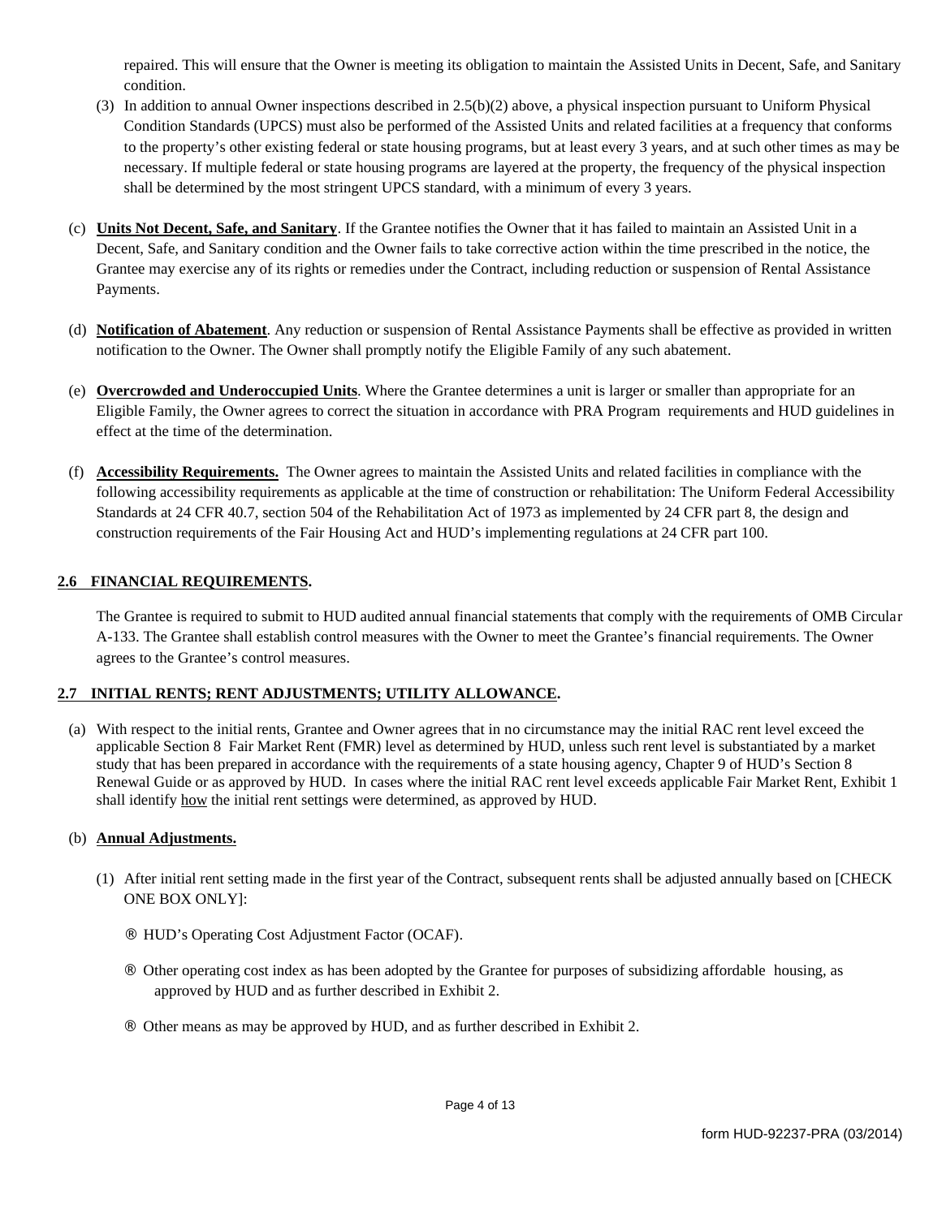repaired. This will ensure that the Owner is meeting its obligation to maintain the Assisted Units in Decent, Safe, and Sanitary condition.

(3) In addition to annual Owner inspections described in 2.5(b)(2) above, a physical inspection pursuant to Uniform Physical Condition Standards (UPCS) must also be performed of the Assisted Units and related facilities at a frequency that conforms to the property's other existing federal or state housing programs, but at least every 3 years, and at such other times as may be necessary. If multiple federal or state housing programs are layered at the property, the frequency of the physical inspection shall be determined by the most stringent UPCS standard, with a minimum of every 3 years.

(c) **Units Not Decent, Safe, and Sanitary**. If the Grantee notifies the Owner that it has failed to maintain an Assisted Unit in a Decent, Safe, and Sanitary condition and the Owner fails to take corrective action within the time prescribed in the notice, the Grantee may exercise any of its rights or remedies under the Contract, including reduction or suspension of Rental Assistance Payments.

(d) **Notification of Abatement**. Any reduction or suspension of Rental Assistance Payments shall be effective as provided in written notification to the Owner. The Owner shall promptly notify the Eligible Family of any such abatement.

(e) **Overcrowded and Underoccupied Units**. Where the Grantee determines a unit is larger or smaller than appropriate for an Eligible Family, the Owner agrees to correct the situation in accordance with PRA Program requirements and HUD guidelines in effect at the time of the determination.

(f) **Accessibility Requirements.** The Owner agrees to maintain the Assisted Units and related facilities in compliance with the following accessibility requirements as applicable at the time of construction or rehabilitation: The Uniform Federal Accessibility Standards at 24 CFR 40.7, section 504 of the Rehabilitation Act of 1973 as implemented by 24 CFR part 8, the design and construction requirements of the Fair Housing Act and HUD's implementing regulations at 24 CFR part 100.

## 2.6 FINANCIAL REQUIREMENTS.

The Grantee is required to submit to HUD audited annual financial statements that comply with the requirements of OMB Circular A-133. The Grantee shall establish control measures with the Owner to meet the Grantee's financial requirements. The Owner agrees to the Grantee's control measures.

## 2.7 INITIAL RENTS; RENT ADJUSTMENTS; UTILITY ALLOWANCE.

(a) With respect to the initial rents, Grantee and Owner agrees that in no circumstance may the initial RAC rent level exceed the applicable Section 8 Fair Market Rent (FMR) level as determined by HUD, unless such rent level is substantiated by a market study that has been prepared in accordance with the requirements of a state housing agency, Chapter 9 of HUD's Section 8 Renewal Guide or as approved by HUD. In cases where the initial RAC rent level exceeds applicable Fair Market Rent, Exhibit 1 shall identify how the initial rent settings were determined, as approved by HUD.

(b) **Annual Adjustments.**

(1) After initial rent setting made in the first year of the Contract, subsequent rents shall be adjusted annually based on [CHECK ONE BOX ONLY]:

☐ HUD's Operating Cost Adjustment Factor (OCAF).

☐ Other operating cost index as has been adopted by the Grantee for purposes of subsidizing affordable housing, as approved by HUD and as further described in Exhibit 2.

☐ Other means as may be approved by HUD, and as further described in Exhibit 2.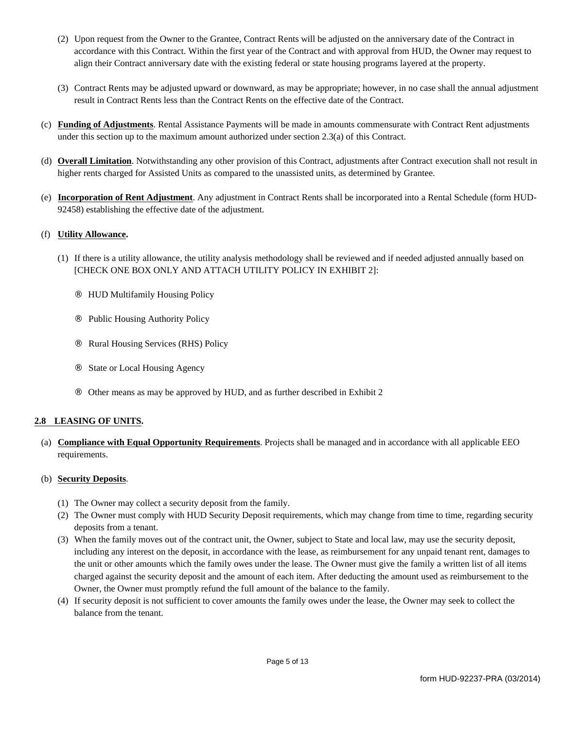(2) Upon request from the Owner to the Grantee, Contract Rents will be adjusted on the anniversary date of the Contract in accordance with this Contract. Within the first year of the Contract and with approval from HUD, the Owner may request to align their Contract anniversary date with the existing federal or state housing programs layered at the property.

(3) Contract Rents may be adjusted upward or downward, as may be appropriate; however, in no case shall the annual adjustment result in Contract Rents less than the Contract Rents on the effective date of the Contract.

(c) **Funding of Adjustments**. Rental Assistance Payments will be made in amounts commensurate with Contract Rent adjustments under this section up to the maximum amount authorized under section 2.3(a) of this Contract.

(d) **Overall Limitation**. Notwithstanding any other provision of this Contract, adjustments after Contract execution shall not result in higher rents charged for Assisted Units as compared to the unassisted units, as determined by Grantee.

(e) **Incorporation of Rent Adjustment**. Any adjustment in Contract Rents shall be incorporated into a Rental Schedule (form HUD-92458) establishing the effective date of the adjustment.

(f) **Utility Allowance.**

(1) If there is a utility allowance, the utility analysis methodology shall be reviewed and if needed adjusted annually based on [CHECK ONE BOX ONLY AND ATTACH UTILITY POLICY IN EXHIBIT 2]:

® HUD Multifamily Housing Policy

® Public Housing Authority Policy

® Rural Housing Services (RHS) Policy

® State or Local Housing Agency

® Other means as may be approved by HUD, and as further described in Exhibit 2

## 2.8 LEASING OF UNITS.

(a) **Compliance with Equal Opportunity Requirements**. Projects shall be managed and in accordance with all applicable EEO requirements.

(b) **Security Deposits**.

(1) The Owner may collect a security deposit from the family.
(2) The Owner must comply with HUD Security Deposit requirements, which may change from time to time, regarding security deposits from a tenant.
(3) When the family moves out of the contract unit, the Owner, subject to State and local law, may use the security deposit, including any interest on the deposit, in accordance with the lease, as reimbursement for any unpaid tenant rent, damages to the unit or other amounts which the family owes under the lease. The Owner must give the family a written list of all items charged against the security deposit and the amount of each item. After deducting the amount used as reimbursement to the Owner, the Owner must promptly refund the full amount of the balance to the family.
(4) If security deposit is not sufficient to cover amounts the family owes under the lease, the Owner may seek to collect the balance from the tenant.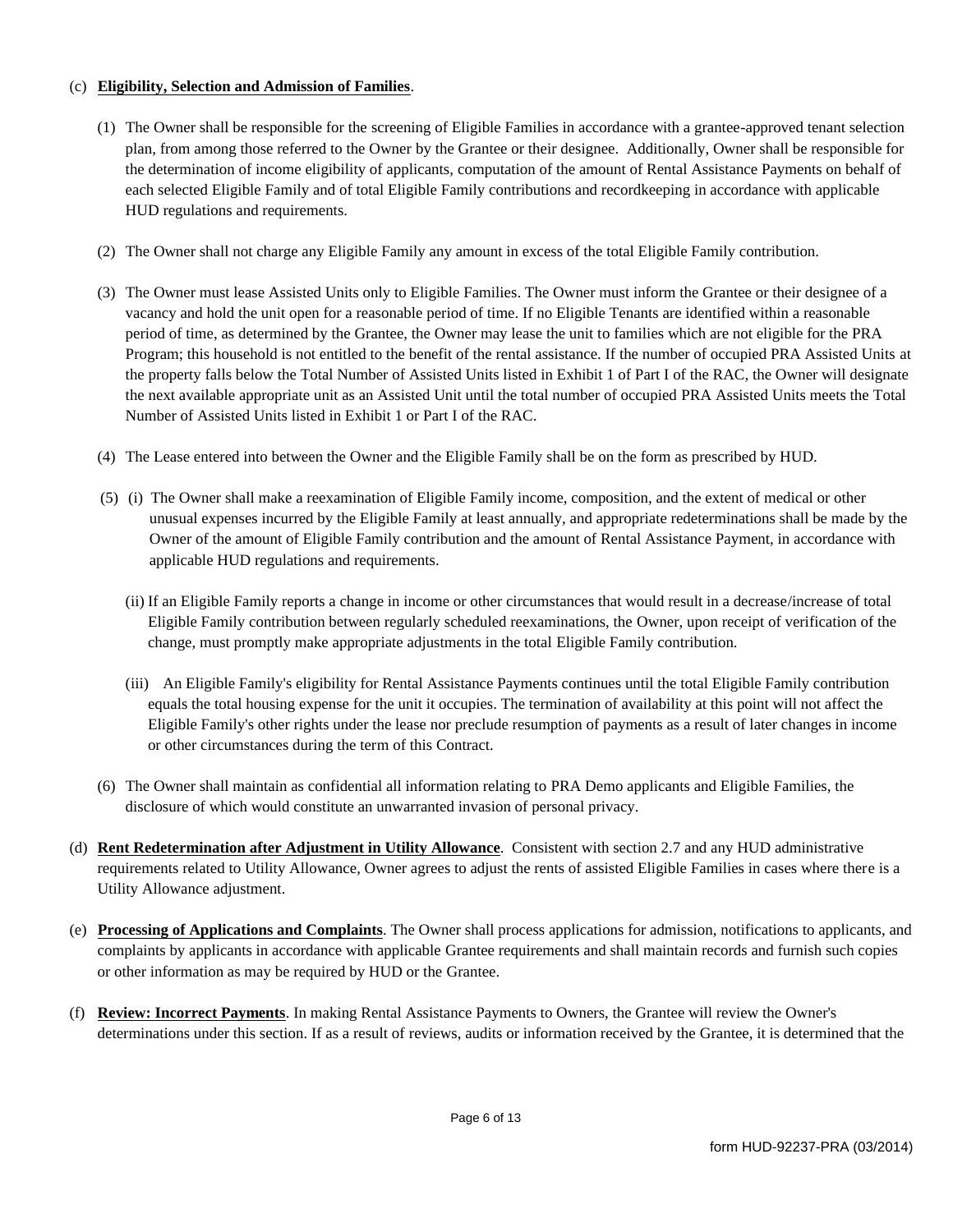(c) **Eligibility, Selection and Admission of Families**.

(1) The Owner shall be responsible for the screening of Eligible Families in accordance with a grantee-approved tenant selection plan, from among those referred to the Owner by the Grantee or their designee. Additionally, Owner shall be responsible for the determination of income eligibility of applicants, computation of the amount of Rental Assistance Payments on behalf of each selected Eligible Family and of total Eligible Family contributions and recordkeeping in accordance with applicable HUD regulations and requirements.

(2) The Owner shall not charge any Eligible Family any amount in excess of the total Eligible Family contribution.

(3) The Owner must lease Assisted Units only to Eligible Families. The Owner must inform the Grantee or their designee of a vacancy and hold the unit open for a reasonable period of time. If no Eligible Tenants are identified within a reasonable period of time, as determined by the Grantee, the Owner may lease the unit to families which are not eligible for the PRA Program; this household is not entitled to the benefit of the rental assistance. If the number of occupied PRA Assisted Units at the property falls below the Total Number of Assisted Units listed in Exhibit 1 of Part I of the RAC, the Owner will designate the next available appropriate unit as an Assisted Unit until the total number of occupied PRA Assisted Units meets the Total Number of Assisted Units listed in Exhibit 1 or Part I of the RAC.

(4) The Lease entered into between the Owner and the Eligible Family shall be on the form as prescribed by HUD.

(5) (i) The Owner shall make a reexamination of Eligible Family income, composition, and the extent of medical or other unusual expenses incurred by the Eligible Family at least annually, and appropriate redeterminations shall be made by the Owner of the amount of Eligible Family contribution and the amount of Rental Assistance Payment, in accordance with applicable HUD regulations and requirements.

(ii) If an Eligible Family reports a change in income or other circumstances that would result in a decrease/increase of total Eligible Family contribution between regularly scheduled reexaminations, the Owner, upon receipt of verification of the change, must promptly make appropriate adjustments in the total Eligible Family contribution.

(iii) An Eligible Family's eligibility for Rental Assistance Payments continues until the total Eligible Family contribution equals the total housing expense for the unit it occupies. The termination of availability at this point will not affect the Eligible Family's other rights under the lease nor preclude resumption of payments as a result of later changes in income or other circumstances during the term of this Contract.

(6) The Owner shall maintain as confidential all information relating to PRA Demo applicants and Eligible Families, the disclosure of which would constitute an unwarranted invasion of personal privacy.

(d) **Rent Redetermination after Adjustment in Utility Allowance**. Consistent with section 2.7 and any HUD administrative requirements related to Utility Allowance, Owner agrees to adjust the rents of assisted Eligible Families in cases where there is a Utility Allowance adjustment.

(e) **Processing of Applications and Complaints**. The Owner shall process applications for admission, notifications to applicants, and complaints by applicants in accordance with applicable Grantee requirements and shall maintain records and furnish such copies or other information as may be required by HUD or the Grantee.

(f) **Review: Incorrect Payments**. In making Rental Assistance Payments to Owners, the Grantee will review the Owner's determinations under this section. If as a result of reviews, audits or information received by the Grantee, it is determined that the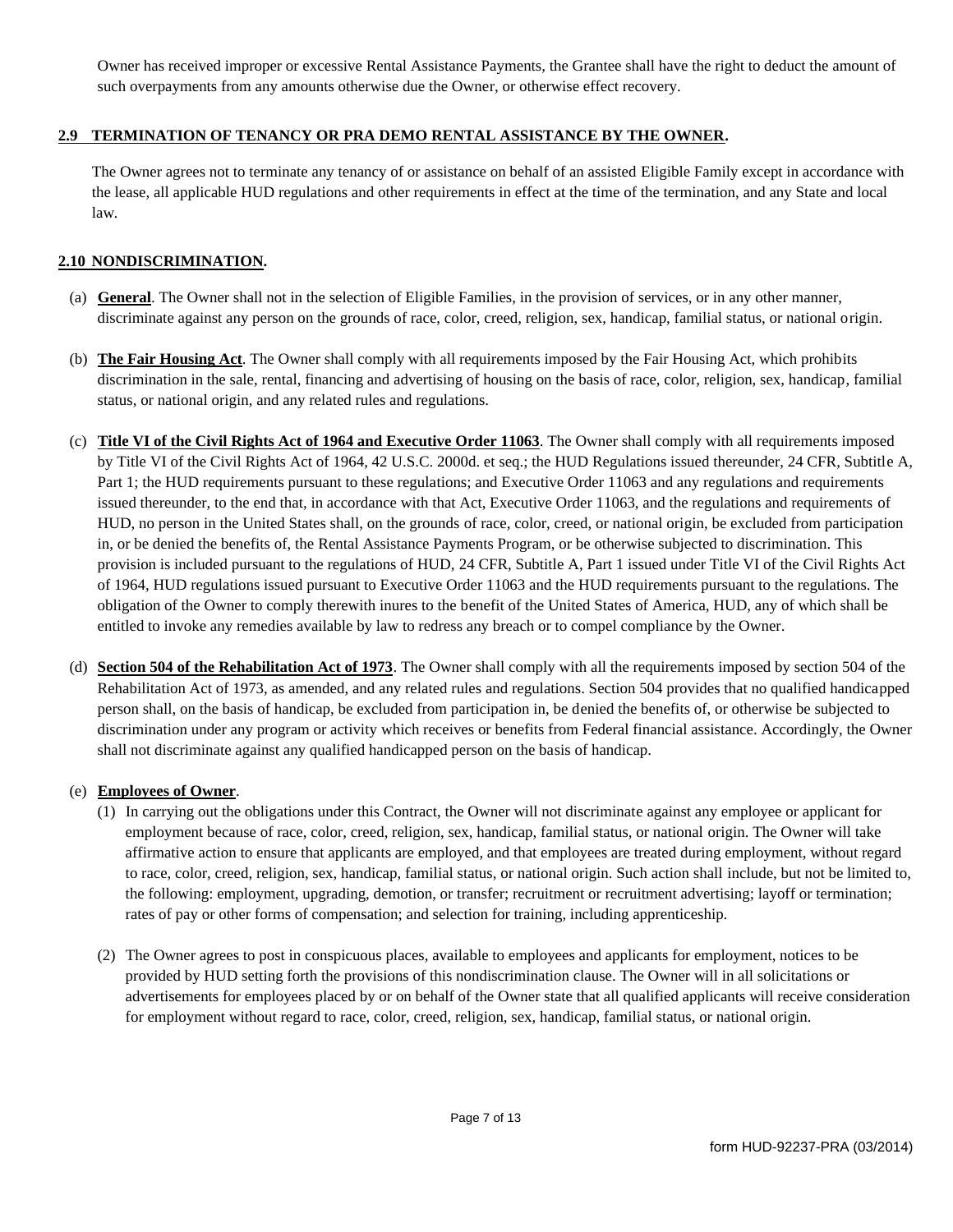Owner has received improper or excessive Rental Assistance Payments, the Grantee shall have the right to deduct the amount of such overpayments from any amounts otherwise due the Owner, or otherwise effect recovery.

## 2.9 TERMINATION OF TENANCY OR PRA DEMO RENTAL ASSISTANCE BY THE OWNER.

The Owner agrees not to terminate any tenancy of or assistance on behalf of an assisted Eligible Family except in accordance with the lease, all applicable HUD regulations and other requirements in effect at the time of the termination, and any State and local law.

## 2.10 NONDISCRIMINATION.

(a) **General**. The Owner shall not in the selection of Eligible Families, in the provision of services, or in any other manner, discriminate against any person on the grounds of race, color, creed, religion, sex, handicap, familial status, or national origin.

(b) **The Fair Housing Act**. The Owner shall comply with all requirements imposed by the Fair Housing Act, which prohibits discrimination in the sale, rental, financing and advertising of housing on the basis of race, color, religion, sex, handicap, familial status, or national origin, and any related rules and regulations.

(c) **Title VI of the Civil Rights Act of 1964 and Executive Order 11063**. The Owner shall comply with all requirements imposed by Title VI of the Civil Rights Act of 1964, 42 U.S.C. 2000d. et seq.; the HUD Regulations issued thereunder, 24 CFR, Subtitle A, Part 1; the HUD requirements pursuant to these regulations; and Executive Order 11063 and any regulations and requirements issued thereunder, to the end that, in accordance with that Act, Executive Order 11063, and the regulations and requirements of HUD, no person in the United States shall, on the grounds of race, color, creed, or national origin, be excluded from participation in, or be denied the benefits of, the Rental Assistance Payments Program, or be otherwise subjected to discrimination. This provision is included pursuant to the regulations of HUD, 24 CFR, Subtitle A, Part 1 issued under Title VI of the Civil Rights Act of 1964, HUD regulations issued pursuant to Executive Order 11063 and the HUD requirements pursuant to the regulations. The obligation of the Owner to comply therewith inures to the benefit of the United States of America, HUD, any of which shall be entitled to invoke any remedies available by law to redress any breach or to compel compliance by the Owner.

(d) **Section 504 of the Rehabilitation Act of 1973**. The Owner shall comply with all the requirements imposed by section 504 of the Rehabilitation Act of 1973, as amended, and any related rules and regulations. Section 504 provides that no qualified handicapped person shall, on the basis of handicap, be excluded from participation in, be denied the benefits of, or otherwise be subjected to discrimination under any program or activity which receives or benefits from Federal financial assistance. Accordingly, the Owner shall not discriminate against any qualified handicapped person on the basis of handicap.

(e) **Employees of Owner**.

(1) In carrying out the obligations under this Contract, the Owner will not discriminate against any employee or applicant for employment because of race, color, creed, religion, sex, handicap, familial status, or national origin. The Owner will take affirmative action to ensure that applicants are employed, and that employees are treated during employment, without regard to race, color, creed, religion, sex, handicap, familial status, or national origin. Such action shall include, but not be limited to, the following: employment, upgrading, demotion, or transfer; recruitment or recruitment advertising; layoff or termination; rates of pay or other forms of compensation; and selection for training, including apprenticeship.

(2) The Owner agrees to post in conspicuous places, available to employees and applicants for employment, notices to be provided by HUD setting forth the provisions of this nondiscrimination clause. The Owner will in all solicitations or advertisements for employees placed by or on behalf of the Owner state that all qualified applicants will receive consideration for employment without regard to race, color, creed, religion, sex, handicap, familial status, or national origin.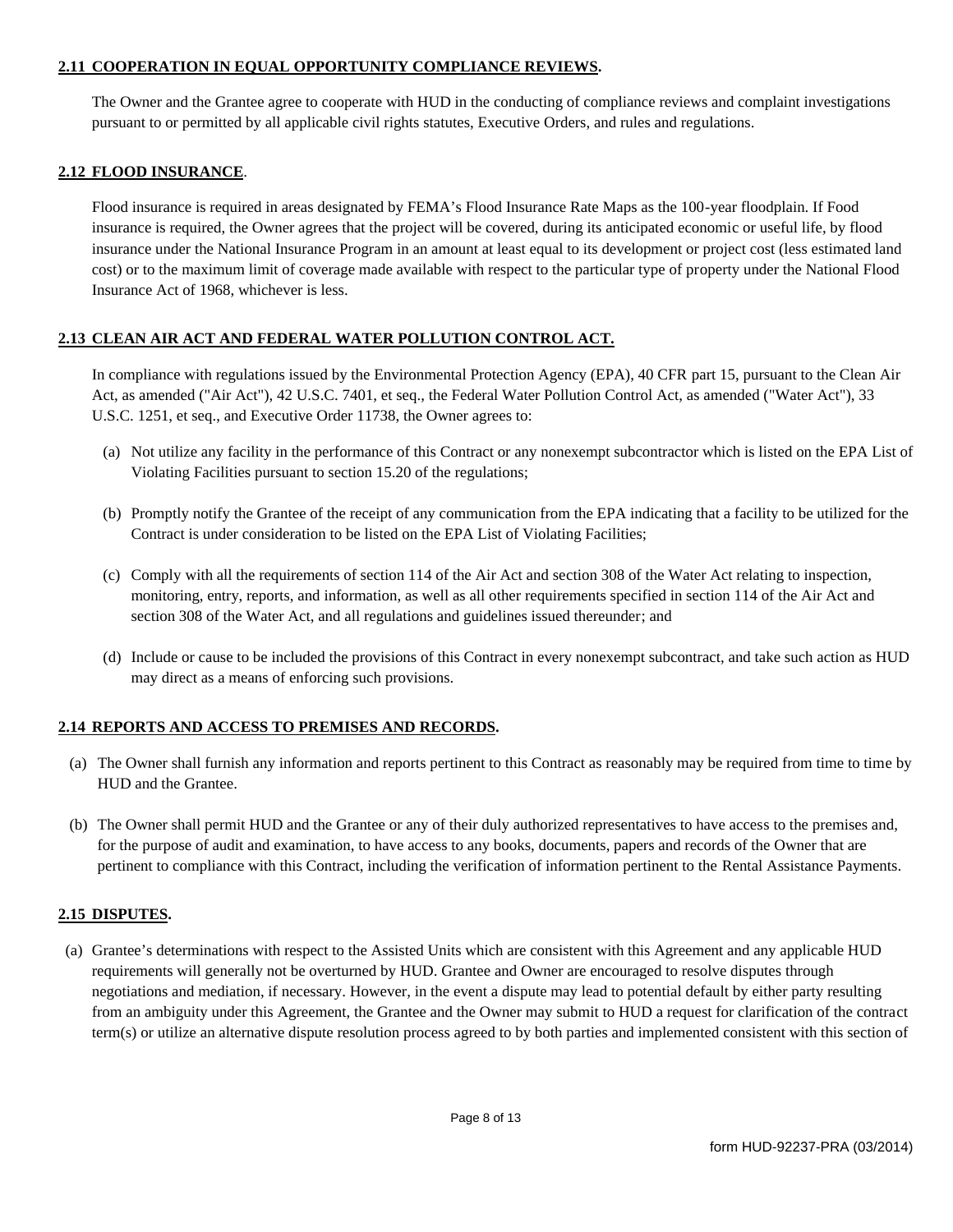## 2.11 COOPERATION IN EQUAL OPPORTUNITY COMPLIANCE REVIEWS.

The Owner and the Grantee agree to cooperate with HUD in the conducting of compliance reviews and complaint investigations pursuant to or permitted by all applicable civil rights statutes, Executive Orders, and rules and regulations.

## 2.12 FLOOD INSURANCE.

Flood insurance is required in areas designated by FEMA's Flood Insurance Rate Maps as the 100-year floodplain. If Food insurance is required, the Owner agrees that the project will be covered, during its anticipated economic or useful life, by flood insurance under the National Insurance Program in an amount at least equal to its development or project cost (less estimated land cost) or to the maximum limit of coverage made available with respect to the particular type of property under the National Flood Insurance Act of 1968, whichever is less.

## 2.13 CLEAN AIR ACT AND FEDERAL WATER POLLUTION CONTROL ACT.

In compliance with regulations issued by the Environmental Protection Agency (EPA), 40 CFR part 15, pursuant to the Clean Air Act, as amended ("Air Act"), 42 U.S.C. 7401, et seq., the Federal Water Pollution Control Act, as amended ("Water Act"), 33 U.S.C. 1251, et seq., and Executive Order 11738, the Owner agrees to:

(a) Not utilize any facility in the performance of this Contract or any nonexempt subcontractor which is listed on the EPA List of Violating Facilities pursuant to section 15.20 of the regulations;

(b) Promptly notify the Grantee of the receipt of any communication from the EPA indicating that a facility to be utilized for the Contract is under consideration to be listed on the EPA List of Violating Facilities;

(c) Comply with all the requirements of section 114 of the Air Act and section 308 of the Water Act relating to inspection, monitoring, entry, reports, and information, as well as all other requirements specified in section 114 of the Air Act and section 308 of the Water Act, and all regulations and guidelines issued thereunder; and

(d) Include or cause to be included the provisions of this Contract in every nonexempt subcontract, and take such action as HUD may direct as a means of enforcing such provisions.

## 2.14 REPORTS AND ACCESS TO PREMISES AND RECORDS.

(a) The Owner shall furnish any information and reports pertinent to this Contract as reasonably may be required from time to time by HUD and the Grantee.

(b) The Owner shall permit HUD and the Grantee or any of their duly authorized representatives to have access to the premises and, for the purpose of audit and examination, to have access to any books, documents, papers and records of the Owner that are pertinent to compliance with this Contract, including the verification of information pertinent to the Rental Assistance Payments.

## 2.15 DISPUTES.

(a) Grantee's determinations with respect to the Assisted Units which are consistent with this Agreement and any applicable HUD requirements will generally not be overturned by HUD. Grantee and Owner are encouraged to resolve disputes through negotiations and mediation, if necessary. However, in the event a dispute may lead to potential default by either party resulting from an ambiguity under this Agreement, the Grantee and the Owner may submit to HUD a request for clarification of the contract term(s) or utilize an alternative dispute resolution process agreed to by both parties and implemented consistent with this section of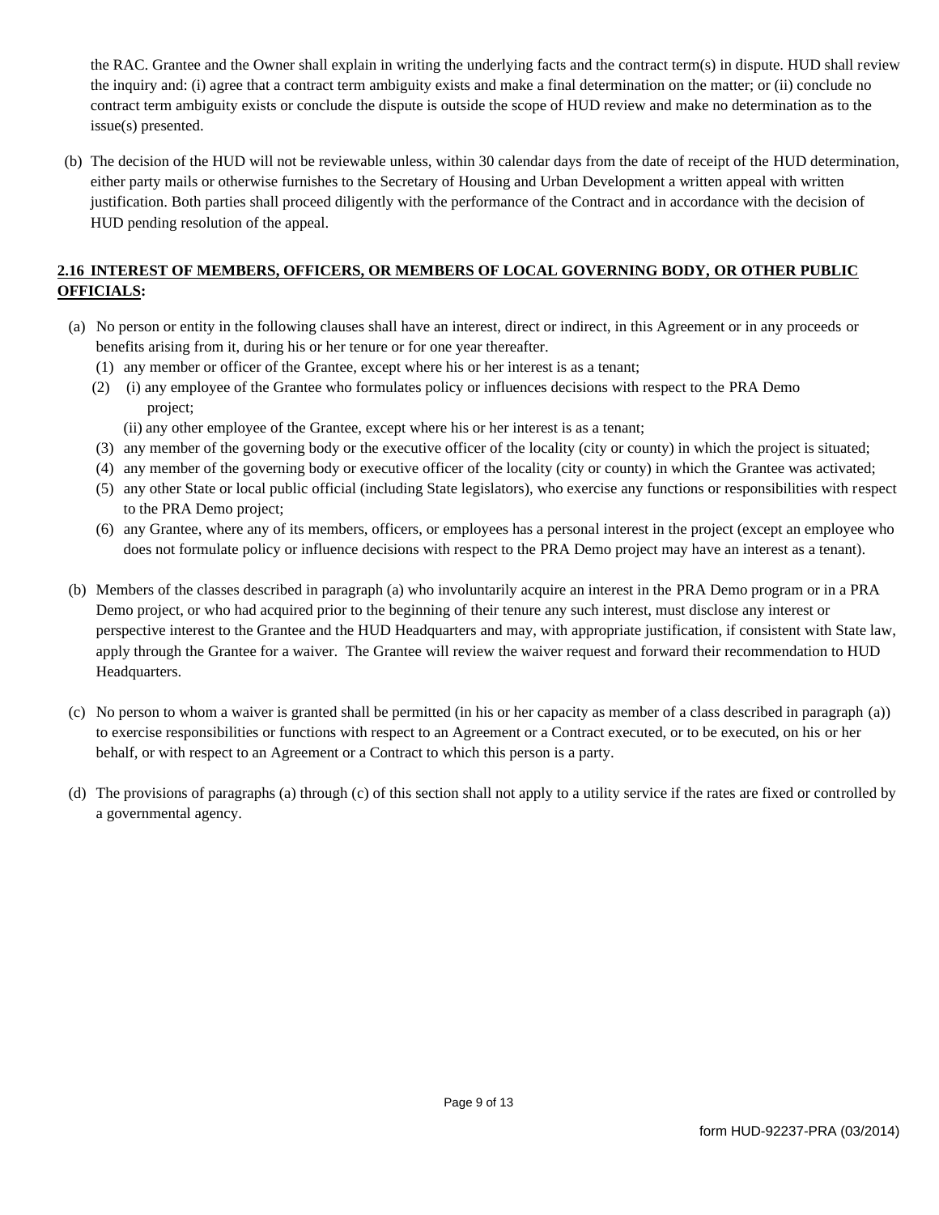the RAC. Grantee and the Owner shall explain in writing the underlying facts and the contract term(s) in dispute. HUD shall review the inquiry and: (i) agree that a contract term ambiguity exists and make a final determination on the matter; or (ii) conclude no contract term ambiguity exists or conclude the dispute is outside the scope of HUD review and make no determination as to the issue(s) presented.

(b) The decision of the HUD will not be reviewable unless, within 30 calendar days from the date of receipt of the HUD determination, either party mails or otherwise furnishes to the Secretary of Housing and Urban Development a written appeal with written justification. Both parties shall proceed diligently with the performance of the Contract and in accordance with the decision of HUD pending resolution of the appeal.

**2.16 INTEREST OF MEMBERS, OFFICERS, OR MEMBERS OF LOCAL GOVERNING BODY, OR OTHER PUBLIC OFFICIALS:**

(a) No person or entity in the following clauses shall have an interest, direct or indirect, in this Agreement or in any proceeds or benefits arising from it, during his or her tenure or for one year thereafter.
   (1) any member or officer of the Grantee, except where his or her interest is as a tenant;
   (2) (i) any employee of the Grantee who formulates policy or influences decisions with respect to the PRA Demo project;
       (ii) any other employee of the Grantee, except where his or her interest is as a tenant;
   (3) any member of the governing body or the executive officer of the locality (city or county) in which the project is situated;
   (4) any member of the governing body or executive officer of the locality (city or county) in which the Grantee was activated;
   (5) any other State or local public official (including State legislators), who exercise any functions or responsibilities with respect to the PRA Demo project;
   (6) any Grantee, where any of its members, officers, or employees has a personal interest in the project (except an employee who does not formulate policy or influence decisions with respect to the PRA Demo project may have an interest as a tenant).

(b) Members of the classes described in paragraph (a) who involuntarily acquire an interest in the PRA Demo program or in a PRA Demo project, or who had acquired prior to the beginning of their tenure any such interest, must disclose any interest or perspective interest to the Grantee and the HUD Headquarters and may, with appropriate justification, if consistent with State law, apply through the Grantee for a waiver. The Grantee will review the waiver request and forward their recommendation to HUD Headquarters.

(c) No person to whom a waiver is granted shall be permitted (in his or her capacity as member of a class described in paragraph (a)) to exercise responsibilities or functions with respect to an Agreement or a Contract executed, or to be executed, on his or her behalf, or with respect to an Agreement or a Contract to which this person is a party.

(d) The provisions of paragraphs (a) through (c) of this section shall not apply to a utility service if the rates are fixed or controlled by a governmental agency.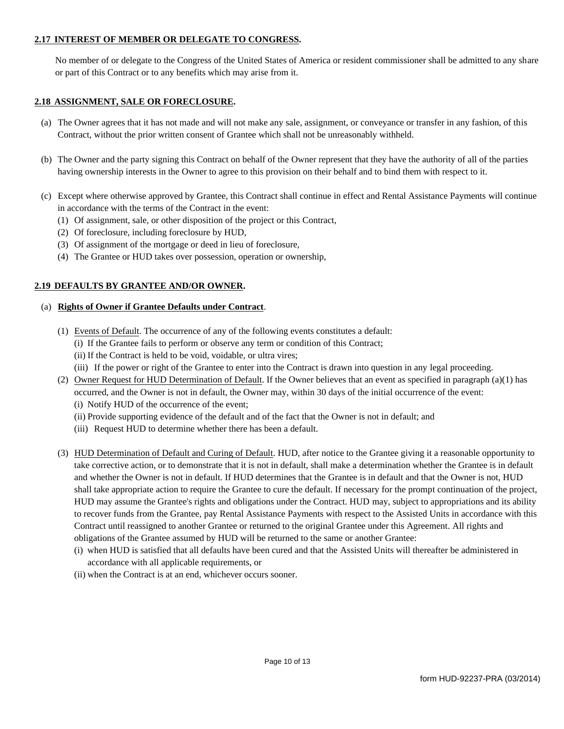**2.17 INTEREST OF MEMBER OR DELEGATE TO CONGRESS.**

No member of or delegate to the Congress of the United States of America or resident commissioner shall be admitted to any share or part of this Contract or to any benefits which may arise from it.

**2.18 ASSIGNMENT, SALE OR FORECLOSURE.**

(a) The Owner agrees that it has not made and will not make any sale, assignment, or conveyance or transfer in any fashion, of this Contract, without the prior written consent of Grantee which shall not be unreasonably withheld.

(b) The Owner and the party signing this Contract on behalf of the Owner represent that they have the authority of all of the parties having ownership interests in the Owner to agree to this provision on their behalf and to bind them with respect to it.

(c) Except where otherwise approved by Grantee, this Contract shall continue in effect and Rental Assistance Payments will continue in accordance with the terms of the Contract in the event:

(1) Of assignment, sale, or other disposition of the project or this Contract,
(2) Of foreclosure, including foreclosure by HUD,
(3) Of assignment of the mortgage or deed in lieu of foreclosure,
(4) The Grantee or HUD takes over possession, operation or ownership,

**2.19 DEFAULTS BY GRANTEE AND/OR OWNER.**

(a) **Rights of Owner if Grantee Defaults under Contract**.

(1) Events of Default. The occurrence of any of the following events constitutes a default:
(i) If the Grantee fails to perform or observe any term or condition of this Contract;
(ii) If the Contract is held to be void, voidable, or ultra vires;
(iii) If the power or right of the Grantee to enter into the Contract is drawn into question in any legal proceeding.

(2) Owner Request for HUD Determination of Default. If the Owner believes that an event as specified in paragraph (a)(1) has occurred, and the Owner is not in default, the Owner may, within 30 days of the initial occurrence of the event:
(i) Notify HUD of the occurrence of the event;
(ii) Provide supporting evidence of the default and of the fact that the Owner is not in default; and
(iii) Request HUD to determine whether there has been a default.

(3) HUD Determination of Default and Curing of Default. HUD, after notice to the Grantee giving it a reasonable opportunity to take corrective action, or to demonstrate that it is not in default, shall make a determination whether the Grantee is in default and whether the Owner is not in default. If HUD determines that the Grantee is in default and that the Owner is not, HUD shall take appropriate action to require the Grantee to cure the default. If necessary for the prompt continuation of the project, HUD may assume the Grantee's rights and obligations under the Contract. HUD may, subject to appropriations and its ability to recover funds from the Grantee, pay Rental Assistance Payments with respect to the Assisted Units in accordance with this Contract until reassigned to another Grantee or returned to the original Grantee under this Agreement. All rights and obligations of the Grantee assumed by HUD will be returned to the same or another Grantee:
(i) when HUD is satisfied that all defaults have been cured and that the Assisted Units will thereafter be administered in accordance with all applicable requirements, or
(ii) when the Contract is at an end, whichever occurs sooner.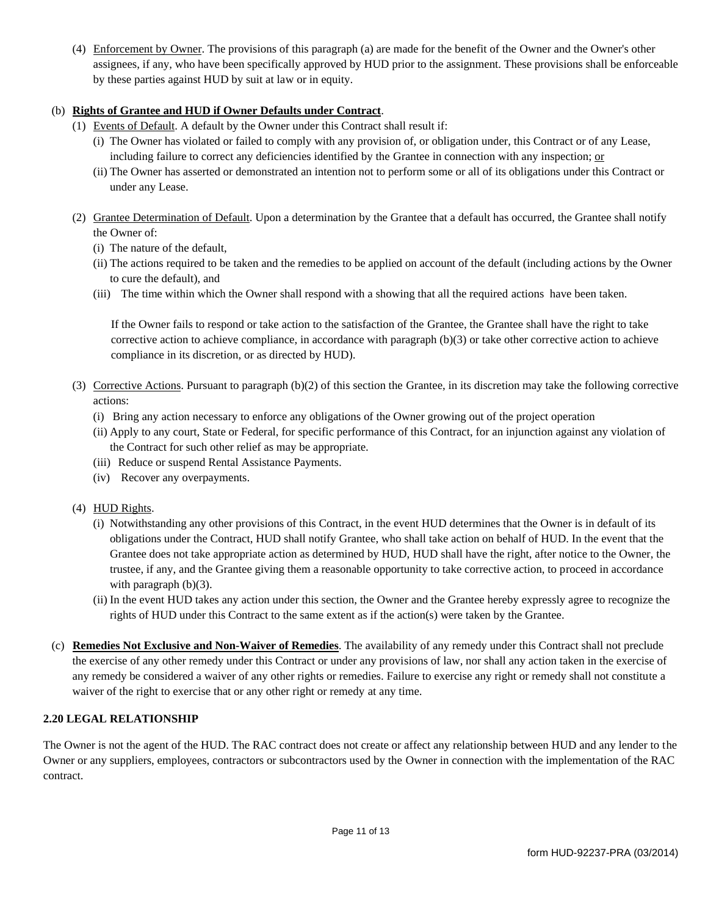(4) Enforcement by Owner. The provisions of this paragraph (a) are made for the benefit of the Owner and the Owner's other assignees, if any, who have been specifically approved by HUD prior to the assignment. These provisions shall be enforceable by these parties against HUD by suit at law or in equity.

(b) **Rights of Grantee and HUD if Owner Defaults under Contract**.

(1) Events of Default. A default by the Owner under this Contract shall result if:

(i) The Owner has violated or failed to comply with any provision of, or obligation under, this Contract or of any Lease, including failure to correct any deficiencies identified by the Grantee in connection with any inspection; or

(ii) The Owner has asserted or demonstrated an intention not to perform some or all of its obligations under this Contract or under any Lease.

(2) Grantee Determination of Default. Upon a determination by the Grantee that a default has occurred, the Grantee shall notify the Owner of:

(i) The nature of the default,

(ii) The actions required to be taken and the remedies to be applied on account of the default (including actions by the Owner to cure the default), and

(iii) The time within which the Owner shall respond with a showing that all the required actions have been taken.

If the Owner fails to respond or take action to the satisfaction of the Grantee, the Grantee shall have the right to take corrective action to achieve compliance, in accordance with paragraph (b)(3) or take other corrective action to achieve compliance in its discretion, or as directed by HUD).

(3) Corrective Actions. Pursuant to paragraph (b)(2) of this section the Grantee, in its discretion may take the following corrective actions:

(i) Bring any action necessary to enforce any obligations of the Owner growing out of the project operation

(ii) Apply to any court, State or Federal, for specific performance of this Contract, for an injunction against any violation of the Contract for such other relief as may be appropriate.

(iii) Reduce or suspend Rental Assistance Payments.

(iv) Recover any overpayments.

(4) HUD Rights.

(i) Notwithstanding any other provisions of this Contract, in the event HUD determines that the Owner is in default of its obligations under the Contract, HUD shall notify Grantee, who shall take action on behalf of HUD. In the event that the Grantee does not take appropriate action as determined by HUD, HUD shall have the right, after notice to the Owner, the trustee, if any, and the Grantee giving them a reasonable opportunity to take corrective action, to proceed in accordance with paragraph (b)(3).

(ii) In the event HUD takes any action under this section, the Owner and the Grantee hereby expressly agree to recognize the rights of HUD under this Contract to the same extent as if the action(s) were taken by the Grantee.

(c) **Remedies Not Exclusive and Non-Waiver of Remedies**. The availability of any remedy under this Contract shall not preclude the exercise of any other remedy under this Contract or under any provisions of law, nor shall any action taken in the exercise of any remedy be considered a waiver of any other rights or remedies. Failure to exercise any right or remedy shall not constitute a waiver of the right to exercise that or any other right or remedy at any time.

## 2.20 LEGAL RELATIONSHIP

The Owner is not the agent of the HUD. The RAC contract does not create or affect any relationship between HUD and any lender to the Owner or any suppliers, employees, contractors or subcontractors used by the Owner in connection with the implementation of the RAC contract.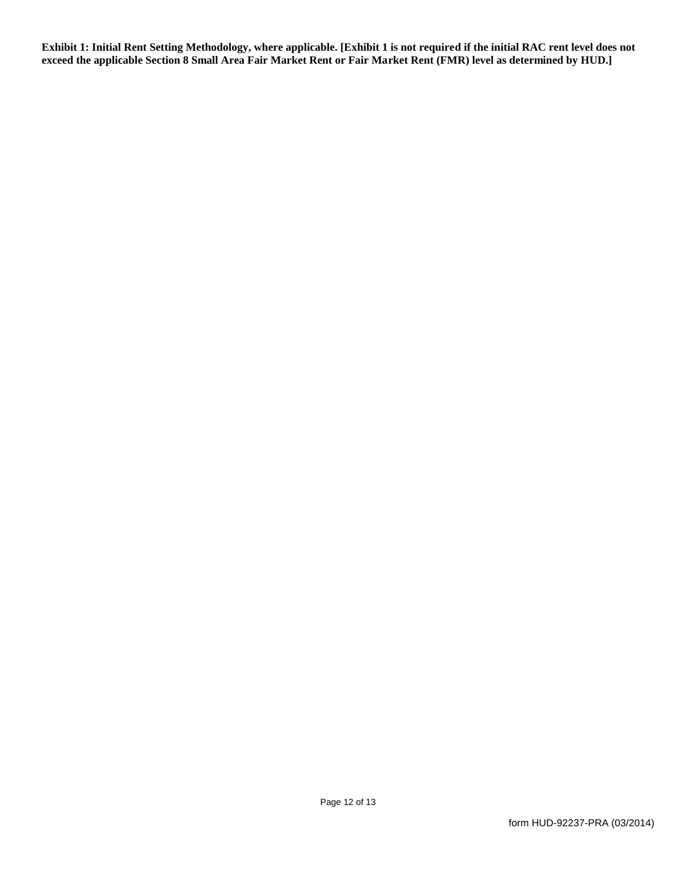**Exhibit 1: Initial Rent Setting Methodology, where applicable. [Exhibit 1 is not required if the initial RAC rent level does not exceed the applicable Section 8 Small Area Fair Market Rent or Fair Market Rent (FMR) level as determined by HUD.]**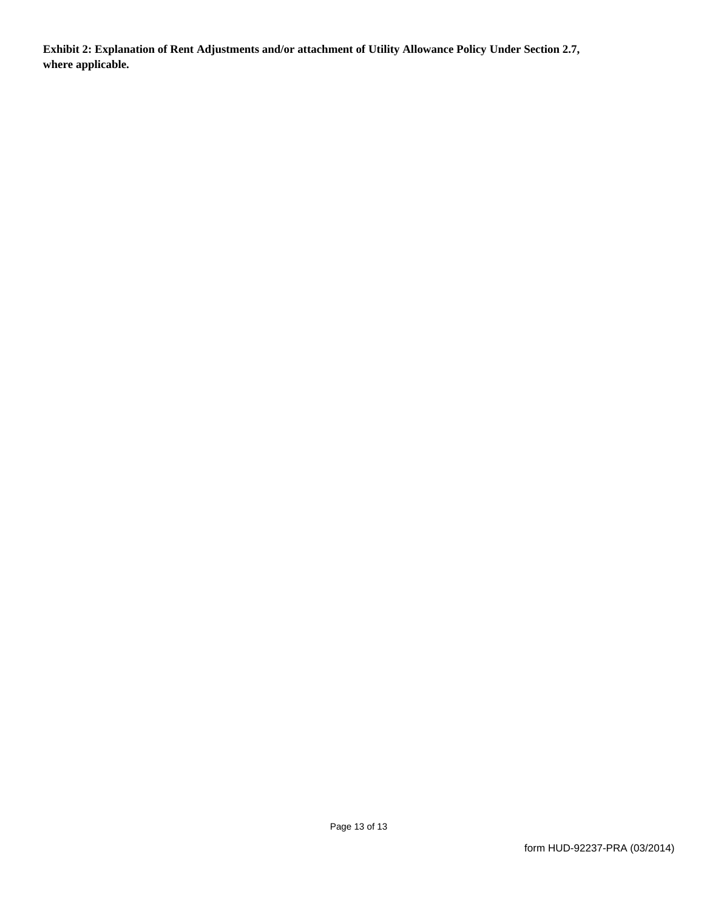**Exhibit 2: Explanation of Rent Adjustments and/or attachment of Utility Allowance Policy Under Section 2.7, where applicable.**